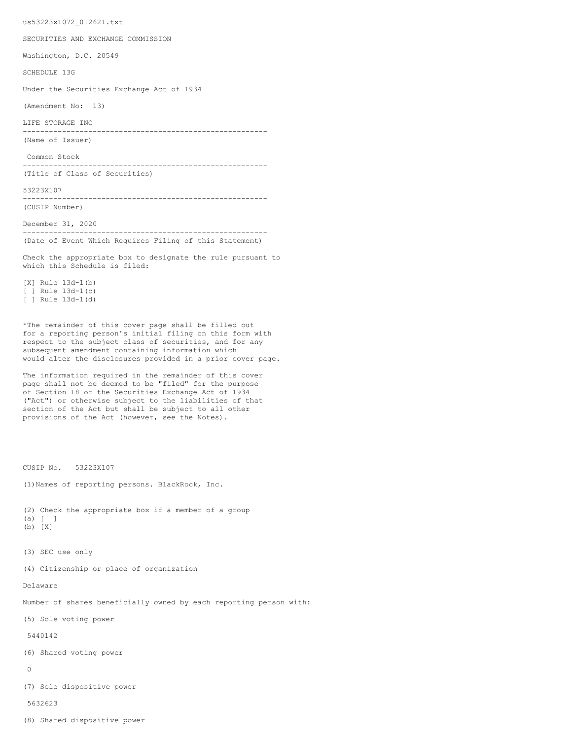us53223x1072_012621.txt

SECURITIES AND EXCHANGE COMMISSION

Washington, D.C. 20549

SCHEDULE 13G

Under the Securities Exchange Act of 1934

(Amendment No: 13)

LIFE STORAGE INC

--------------------------------------------------------

(Name of Issuer)

Common Stock

--------------------------------------------------------

(Title of Class of Securities)

53223X107

--------------------------------------------------------

(CUSIP Number)

December 31, 2020

--------------------------------------------------------

(Date of Event Which Requires Filing of this Statement)

Check the appropriate box to designate the rule pursuant to which this Schedule is filed:

[X] Rule 13d-1(b)
[ ] Rule 13d-1(c)
[ ] Rule 13d-1(d)

*The remainder of this cover page shall be filled out for a reporting person's initial filing on this form with respect to the subject class of securities, and for any subsequent amendment containing information which would alter the disclosures provided in a prior cover page.

The information required in the remainder of this cover page shall not be deemed to be "filed" for the purpose of Section 18 of the Securities Exchange Act of 1934 ("Act") or otherwise subject to the liabilities of that section of the Act but shall be subject to all other provisions of the Act (however, see the Notes).

CUSIP No. 53223X107

(1)Names of reporting persons. BlackRock, Inc.

(2) Check the appropriate box if a member of a group
(a) [ ]
(b) [X]

(3) SEC use only

(4) Citizenship or place of organization

Delaware

Number of shares beneficially owned by each reporting person with:

(5) Sole voting power

5440142

(6) Shared voting power

0

(7) Sole dispositive power

5632623

(8) Shared dispositive power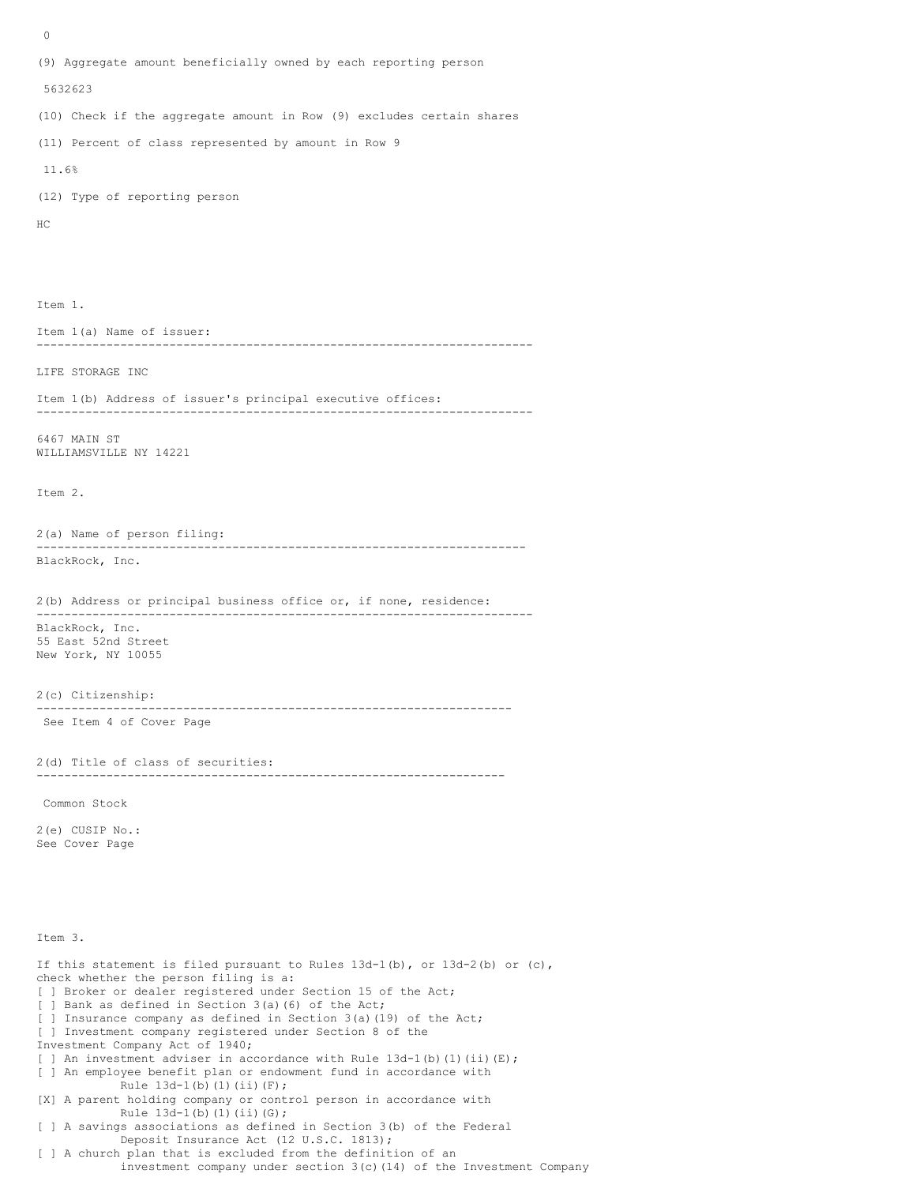0

(9) Aggregate amount beneficially owned by each reporting person

5632623

(10) Check if the aggregate amount in Row (9) excludes certain shares

(11) Percent of class represented by amount in Row 9

11.6%

(12) Type of reporting person

HC

Item 1.

Item 1(a) Name of issuer:

---

LIFE STORAGE INC

Item 1(b) Address of issuer's principal executive offices:

---

6467 MAIN ST
WILLIAMSVILLE NY 14221

Item 2.

2(a) Name of person filing:

---

BlackRock, Inc.

2(b) Address or principal business office or, if none, residence:

---

BlackRock, Inc.
55 East 52nd Street
New York, NY 10055

2(c) Citizenship:

---

See Item 4 of Cover Page

2(d) Title of class of securities:

---

Common Stock

2(e) CUSIP No.:
See Cover Page

Item 3.

If this statement is filed pursuant to Rules 13d-1(b), or 13d-2(b) or (c), check whether the person filing is a:

[ ] Broker or dealer registered under Section 15 of the Act;
[ ] Bank as defined in Section 3(a)(6) of the Act;
[ ] Insurance company as defined in Section 3(a)(19) of the Act;
[ ] Investment company registered under Section 8 of the Investment Company Act of 1940;
[ ] An investment adviser in accordance with Rule 13d-1(b)(1)(ii)(E);
[ ] An employee benefit plan or endowment fund in accordance with Rule 13d-1(b)(1)(ii)(F);
[X] A parent holding company or control person in accordance with Rule 13d-1(b)(1)(ii)(G);
[ ] A savings associations as defined in Section 3(b) of the Federal Deposit Insurance Act (12 U.S.C. 1813);
[ ] A church plan that is excluded from the definition of an investment company under section 3(c)(14) of the Investment Company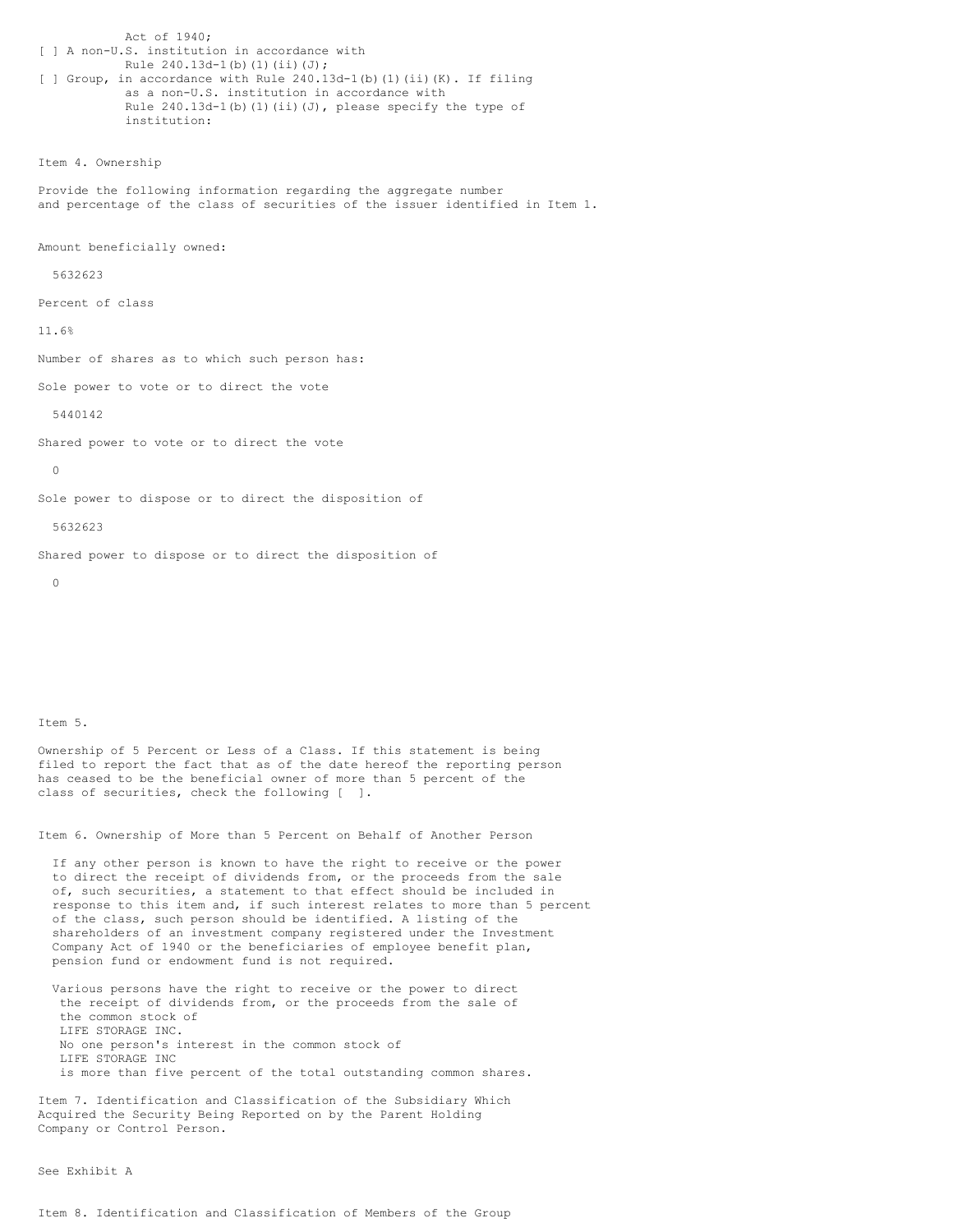Act of 1940;

[ ] A non-U.S. institution in accordance with Rule 240.13d-1(b)(1)(ii)(J);

[ ] Group, in accordance with Rule 240.13d-1(b)(1)(ii)(K). If filing as a non-U.S. institution in accordance with Rule 240.13d-1(b)(1)(ii)(J), please specify the type of institution:

Item 4. Ownership

Provide the following information regarding the aggregate number and percentage of the class of securities of the issuer identified in Item 1.

Amount beneficially owned:

5632623

Percent of class

11.6%

Number of shares as to which such person has:

Sole power to vote or to direct the vote

5440142

Shared power to vote or to direct the vote

0

Sole power to dispose or to direct the disposition of

5632623

Shared power to dispose or to direct the disposition of

0

Item 5.

Ownership of 5 Percent or Less of a Class. If this statement is being filed to report the fact that as of the date hereof the reporting person has ceased to be the beneficial owner of more than 5 percent of the class of securities, check the following [ ].

Item 6. Ownership of More than 5 Percent on Behalf of Another Person

If any other person is known to have the right to receive or the power to direct the receipt of dividends from, or the proceeds from the sale of, such securities, a statement to that effect should be included in response to this item and, if such interest relates to more than 5 percent of the class, such person should be identified. A listing of the shareholders of an investment company registered under the Investment Company Act of 1940 or the beneficiaries of employee benefit plan, pension fund or endowment fund is not required.

Various persons have the right to receive or the power to direct the receipt of dividends from, or the proceeds from the sale of the common stock of LIFE STORAGE INC. No one person's interest in the common stock of LIFE STORAGE INC is more than five percent of the total outstanding common shares.

Item 7. Identification and Classification of the Subsidiary Which Acquired the Security Being Reported on by the Parent Holding Company or Control Person.

See Exhibit A

Item 8. Identification and Classification of Members of the Group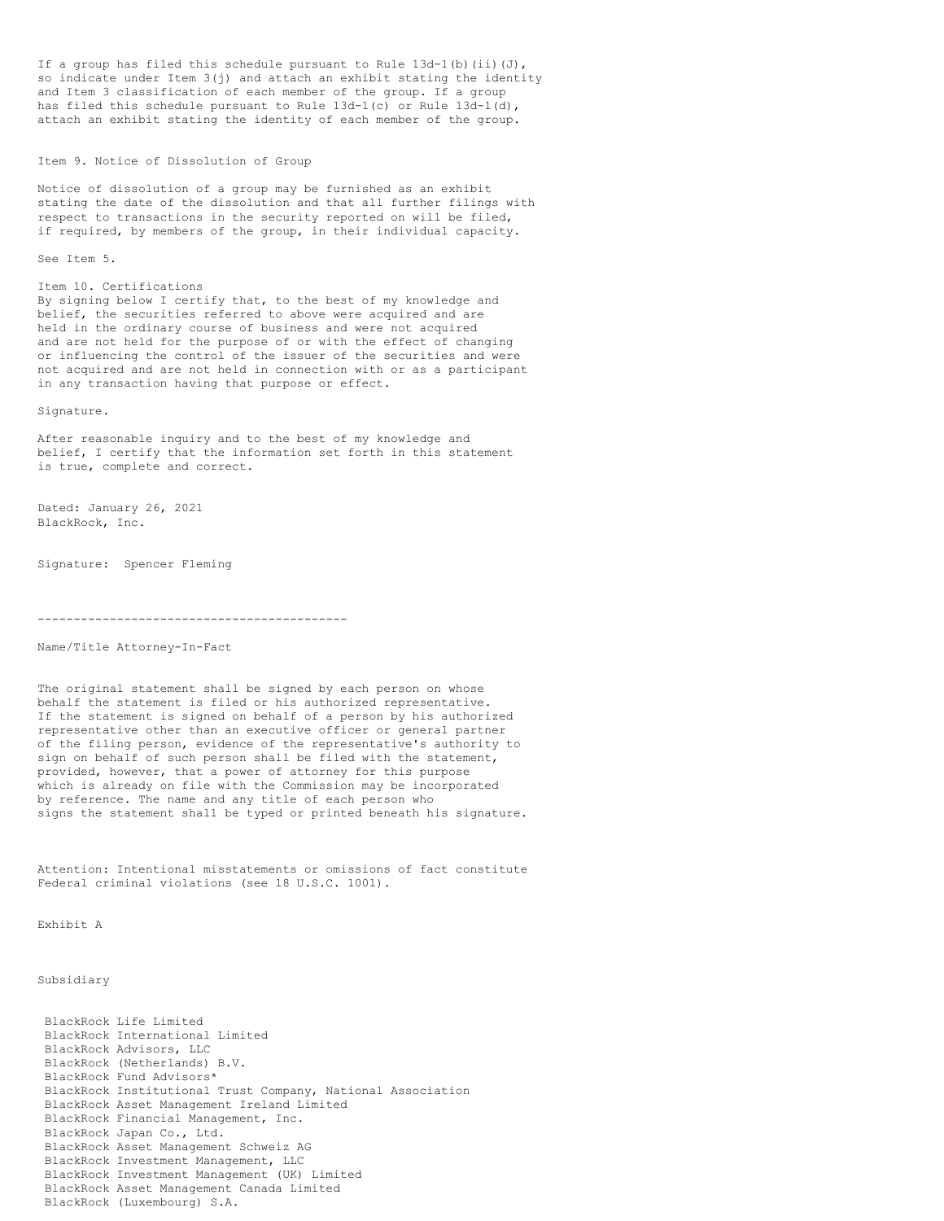If a group has filed this schedule pursuant to Rule 13d-1(b)(ii)(J), so indicate under Item 3(j) and attach an exhibit stating the identity and Item 3 classification of each member of the group. If a group has filed this schedule pursuant to Rule 13d-1(c) or Rule 13d-1(d), attach an exhibit stating the identity of each member of the group.

Item 9. Notice of Dissolution of Group

Notice of dissolution of a group may be furnished as an exhibit stating the date of the dissolution and that all further filings with respect to transactions in the security reported on will be filed, if required, by members of the group, in their individual capacity.

See Item 5.

Item 10. Certifications
By signing below I certify that, to the best of my knowledge and belief, the securities referred to above were acquired and are held in the ordinary course of business and were not acquired and are not held for the purpose of or with the effect of changing or influencing the control of the issuer of the securities and were not acquired and are not held in connection with or as a participant in any transaction having that purpose or effect.

Signature.

After reasonable inquiry and to the best of my knowledge and belief, I certify that the information set forth in this statement is true, complete and correct.

Dated: January 26, 2021
BlackRock, Inc.

Signature: Spencer Fleming

-------------------------------------------

Name/Title Attorney-In-Fact

The original statement shall be signed by each person on whose behalf the statement is filed or his authorized representative. If the statement is signed on behalf of a person by his authorized representative other than an executive officer or general partner of the filing person, evidence of the representative's authority to sign on behalf of such person shall be filed with the statement, provided, however, that a power of attorney for this purpose which is already on file with the Commission may be incorporated by reference. The name and any title of each person who signs the statement shall be typed or printed beneath his signature.

Attention: Intentional misstatements or omissions of fact constitute Federal criminal violations (see 18 U.S.C. 1001).

Exhibit A

Subsidiary

BlackRock Life Limited
BlackRock International Limited
BlackRock Advisors, LLC
BlackRock (Netherlands) B.V.
BlackRock Fund Advisors*
BlackRock Institutional Trust Company, National Association
BlackRock Asset Management Ireland Limited
BlackRock Financial Management, Inc.
BlackRock Japan Co., Ltd.
BlackRock Asset Management Schweiz AG
BlackRock Investment Management, LLC
BlackRock Investment Management (UK) Limited
BlackRock Asset Management Canada Limited
BlackRock (Luxembourg) S.A.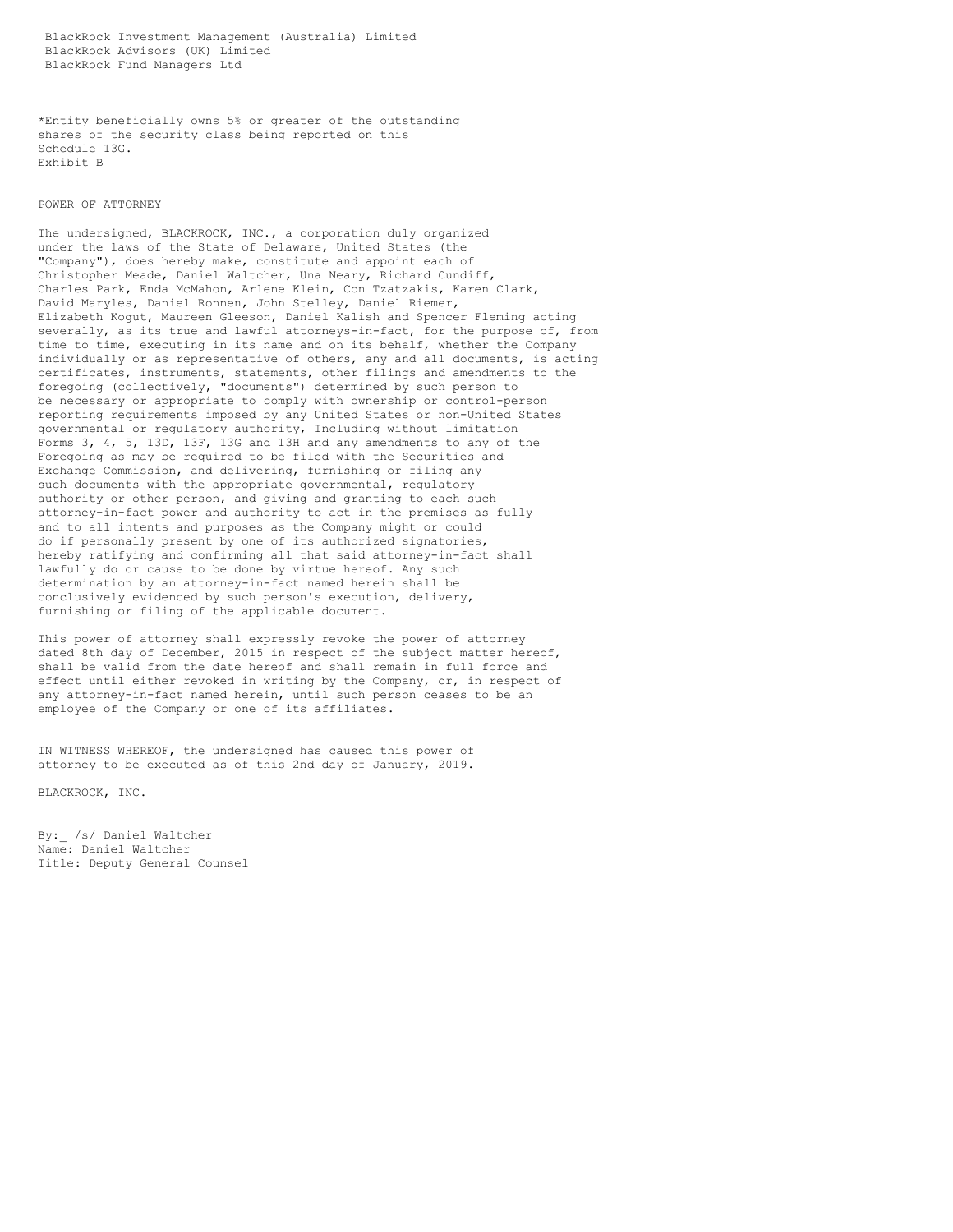BlackRock Investment Management (Australia) Limited
BlackRock Advisors (UK) Limited
BlackRock Fund Managers Ltd

*Entity beneficially owns 5% or greater of the outstanding shares of the security class being reported on this Schedule 13G.

Exhibit B

POWER OF ATTORNEY

The undersigned, BLACKROCK, INC., a corporation duly organized under the laws of the State of Delaware, United States (the "Company"), does hereby make, constitute and appoint each of Christopher Meade, Daniel Waltcher, Una Neary, Richard Cundiff, Charles Park, Enda McMahon, Arlene Klein, Con Tzatzakis, Karen Clark, David Maryles, Daniel Ronnen, John Stelley, Daniel Riemer, Elizabeth Kogut, Maureen Gleeson, Daniel Kalish and Spencer Fleming acting severally, as its true and lawful attorneys-in-fact, for the purpose of, from time to time, executing in its name and on its behalf, whether the Company individually or as representative of others, any and all documents, is acting certificates, instruments, statements, other filings and amendments to the foregoing (collectively, "documents") determined by such person to be necessary or appropriate to comply with ownership or control-person reporting requirements imposed by any United States or non-United States governmental or regulatory authority, Including without limitation Forms 3, 4, 5, 13D, 13F, 13G and 13H and any amendments to any of the Foregoing as may be required to be filed with the Securities and Exchange Commission, and delivering, furnishing or filing any such documents with the appropriate governmental, regulatory authority or other person, and giving and granting to each such attorney-in-fact power and authority to act in the premises as fully and to all intents and purposes as the Company might or could do if personally present by one of its authorized signatories, hereby ratifying and confirming all that said attorney-in-fact shall lawfully do or cause to be done by virtue hereof. Any such determination by an attorney-in-fact named herein shall be conclusively evidenced by such person's execution, delivery, furnishing or filing of the applicable document.

This power of attorney shall expressly revoke the power of attorney dated 8th day of December, 2015 in respect of the subject matter hereof, shall be valid from the date hereof and shall remain in full force and effect until either revoked in writing by the Company, or, in respect of any attorney-in-fact named herein, until such person ceases to be an employee of the Company or one of its affiliates.

IN WITNESS WHEREOF, the undersigned has caused this power of attorney to be executed as of this 2nd day of January, 2019.

BLACKROCK, INC.

By:_ /s/ Daniel Waltcher
Name: Daniel Waltcher
Title: Deputy General Counsel